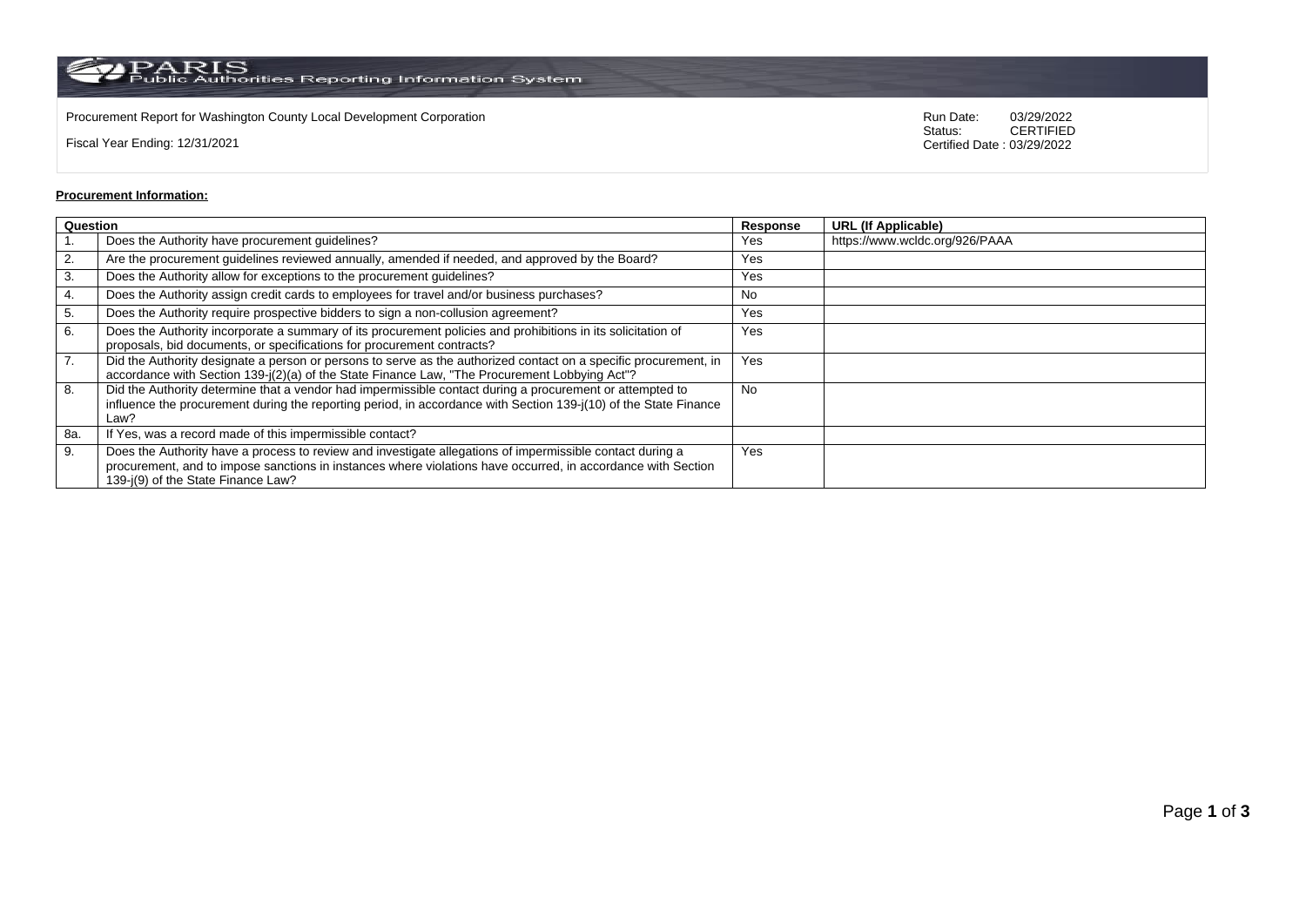PARIS Public Authorities Reporting Information System

Procurement Report for Washington County Local Development Corporation

Fiscal Year Ending: 12/31/2021

Run Date: 03/29/2022
Status: CERTIFIED
Certified Date : 03/29/2022

**Procurement Information:**

| Question | | Response | URL (If Applicable) |
|---|---|---|---|
| 1. | Does the Authority have procurement guidelines? | Yes | https://www.wcldc.org/926/PAAA |
| 2. | Are the procurement guidelines reviewed annually, amended if needed, and approved by the Board? | Yes | |
| 3. | Does the Authority allow for exceptions to the procurement guidelines? | Yes | |
| 4. | Does the Authority assign credit cards to employees for travel and/or business purchases? | No | |
| 5. | Does the Authority require prospective bidders to sign a non-collusion agreement? | Yes | |
| 6. | Does the Authority incorporate a summary of its procurement policies and prohibitions in its solicitation of proposals, bid documents, or specifications for procurement contracts? | Yes | |
| 7. | Did the Authority designate a person or persons to serve as the authorized contact on a specific procurement, in accordance with Section 139-j(2)(a) of the State Finance Law, "The Procurement Lobbying Act"? | Yes | |
| 8. | Did the Authority determine that a vendor had impermissible contact during a procurement or attempted to influence the procurement during the reporting period, in accordance with Section 139-j(10) of the State Finance Law? | No | |
| 8a. | If Yes, was a record made of this impermissible contact? | | |
| 9. | Does the Authority have a process to review and investigate allegations of impermissible contact during a procurement, and to impose sanctions in instances where violations have occurred, in accordance with Section 139-j(9) of the State Finance Law? | Yes | |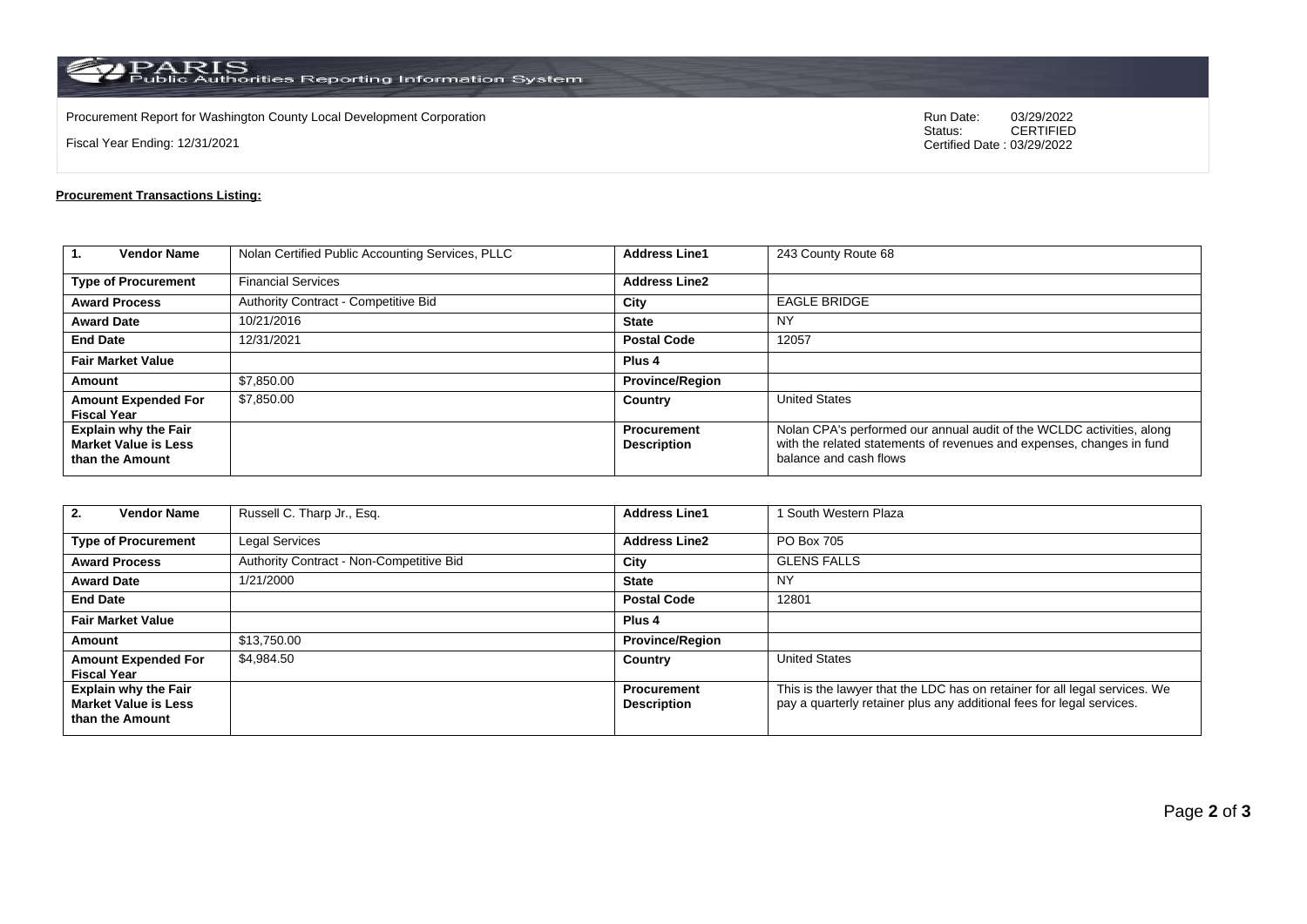PARIS Public Authorities Reporting Information System

Procurement Report for Washington County Local Development Corporation

Fiscal Year Ending: 12/31/2021

Run Date: 03/29/2022
Status: CERTIFIED
Certified Date : 03/29/2022

**Procurement Transactions Listing:**

| 1. Vendor Name | Nolan Certified Public Accounting Services, PLLC | Address Line1 | 243 County Route 68 |
|---|---|---|---|
| Type of Procurement | Financial Services | Address Line2 | |
| Award Process | Authority Contract - Competitive Bid | City | EAGLE BRIDGE |
| Award Date | 10/21/2016 | State | NY |
| End Date | 12/31/2021 | Postal Code | 12057 |
| Fair Market Value | | Plus 4 | |
| Amount | $7,850.00 | Province/Region | |
| Amount Expended For Fiscal Year | $7,850.00 | Country | United States |
| Explain why the Fair Market Value is Less than the Amount | | Procurement Description | Nolan CPA's performed our annual audit of the WCLDC activities, along with the related statements of revenues and expenses, changes in fund balance and cash flows |

| 2. Vendor Name | Russell C. Tharp Jr., Esq. | Address Line1 | 1 South Western Plaza |
|---|---|---|---|
| Type of Procurement | Legal Services | Address Line2 | PO Box 705 |
| Award Process | Authority Contract - Non-Competitive Bid | City | GLENS FALLS |
| Award Date | 1/21/2000 | State | NY |
| End Date | | Postal Code | 12801 |
| Fair Market Value | | Plus 4 | |
| Amount | $13,750.00 | Province/Region | |
| Amount Expended For Fiscal Year | $4,984.50 | Country | United States |
| Explain why the Fair Market Value is Less than the Amount | | Procurement Description | This is the lawyer that the LDC has on retainer for all legal services. We pay a quarterly retainer plus any additional fees for legal services. |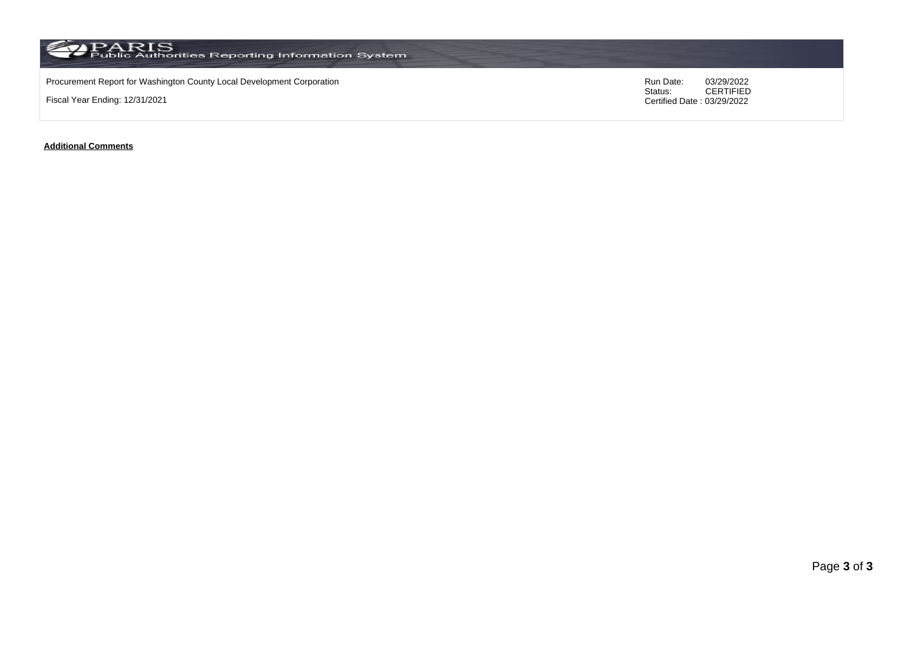Procurement Report for Washington County Local Development Corporation

Fiscal Year Ending: 12/31/2021

Run Date: 03/29/2022
Status: CERTIFIED
Certified Date : 03/29/2022

**Additional Comments**